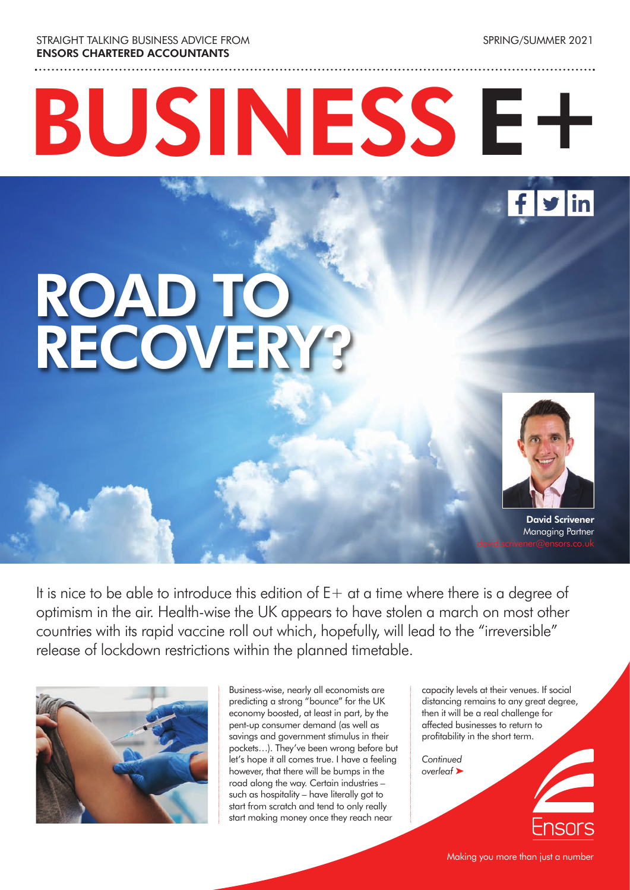STRAIGHT TALKING BUSINESS ADVICE FROM
**ENSORS CHARTERED ACCOUNTANTS**

SPRING/SUMMER 2021

# BUSINESS E+

# ROAD TO RECOVERY?

**David Scrivener**
Managing Partner
david.scrivener@ensors.co.uk

It is nice to be able to introduce this edition of E+ at a time where there is a degree of optimism in the air. Health-wise the UK appears to have stolen a march on most other countries with its rapid vaccine roll out which, hopefully, will lead to the "irreversible" release of lockdown restrictions within the planned timetable.

Business-wise, nearly all economists are predicting a strong "bounce" for the UK economy boosted, at least in part, by the pent-up consumer demand (as well as savings and government stimulus in their pockets…). They've been wrong before but let's hope it all comes true. I have a feeling however, that there will be bumps in the road along the way. Certain industries – such as hospitality – have literally got to start from scratch and tend to only really start making money once they reach near capacity levels at their venues. If social distancing remains to any great degree, then it will be a real challenge for affected businesses to return to profitability in the short term.

*Continued overleaf* ➤

Ensors

Making you more than just a number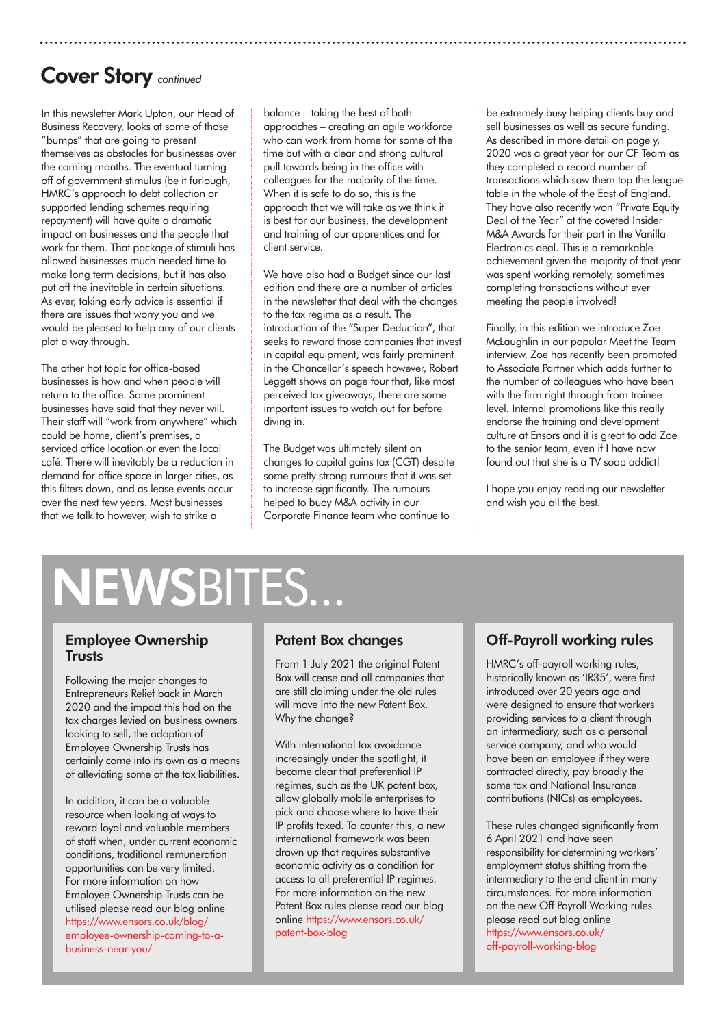## Cover Story *continued*

In this newsletter Mark Upton, our Head of Business Recovery, looks at some of those "bumps" that are going to present themselves as obstacles for businesses over the coming months. The eventual turning off of government stimulus (be it furlough, HMRC's approach to debt collection or supported lending schemes requiring repayment) will have quite a dramatic impact on businesses and the people that work for them. That package of stimuli has allowed businesses much needed time to make long term decisions, but it has also put off the inevitable in certain situations. As ever, taking early advice is essential if there are issues that worry you and we would be pleased to help any of our clients plot a way through.

The other hot topic for office-based businesses is how and when people will return to the office. Some prominent businesses have said that they never will. Their staff will "work from anywhere" which could be home, client's premises, a serviced office location or even the local café. There will inevitably be a reduction in demand for office space in larger cities, as this filters down, and as lease events occur over the next few years. Most businesses that we talk to however, wish to strike a balance – taking the best of both approaches – creating an agile workforce who can work from home for some of the time but with a clear and strong cultural pull towards being in the office with colleagues for the majority of the time. When it is safe to do so, this is the approach that we will take as we think it is best for our business, the development and training of our apprentices and for client service.

We have also had a Budget since our last edition and there are a number of articles in the newsletter that deal with the changes to the tax regime as a result. The introduction of the "Super Deduction", that seeks to reward those companies that invest in capital equipment, was fairly prominent in the Chancellor's speech however, Robert Leggett shows on page four that, like most perceived tax giveaways, there are some important issues to watch out for before diving in.

The Budget was ultimately silent on changes to capital gains tax (CGT) despite some pretty strong rumours that it was set to increase significantly. The rumours helped to buoy M&A activity in our Corporate Finance team who continue to be extremely busy helping clients buy and sell businesses as well as secure funding. As described in more detail on page y, 2020 was a great year for our CF Team as they completed a record number of transactions which saw them top the league table in the whole of the East of England. They have also recently won "Private Equity Deal of the Year" at the coveted Insider M&A Awards for their part in the Vanilla Electronics deal. This is a remarkable achievement given the majority of that year was spent working remotely, sometimes completing transactions without ever meeting the people involved!

Finally, in this edition we introduce Zoe McLaughlin in our popular Meet the Team interview. Zoe has recently been promoted to Associate Partner which adds further to the number of colleagues who have been with the firm right through from trainee level. Internal promotions like this really endorse the training and development culture at Ensors and it is great to add Zoe to the senior team, even if I have now found out that she is a TV soap addict!

I hope you enjoy reading our newsletter and wish you all the best.

# NEWSBITES...

### Employee Ownership Trusts

Following the major changes to Entrepreneurs Relief back in March 2020 and the impact this had on the tax charges levied on business owners looking to sell, the adoption of Employee Ownership Trusts has certainly come into its own as a means of alleviating some of the tax liabilities.

In addition, it can be a valuable resource when looking at ways to reward loyal and valuable members of staff when, under current economic conditions, traditional remuneration opportunities can be very limited. For more information on how Employee Ownership Trusts can be utilised please read our blog online https://www.ensors.co.uk/blog/employee-ownership-coming-to-a-business-near-you/

### Patent Box changes

From 1 July 2021 the original Patent Box will cease and all companies that are still claiming under the old rules will move into the new Patent Box. Why the change?

With international tax avoidance increasingly under the spotlight, it became clear that preferential IP regimes, such as the UK patent box, allow globally mobile enterprises to pick and choose where to have their IP profits taxed. To counter this, a new international framework was been drawn up that requires substantive economic activity as a condition for access to all preferential IP regimes. For more information on the new Patent Box rules please read our blog online https://www.ensors.co.uk/patent-box-blog

### Off-Payroll working rules

HMRC's off-payroll working rules, historically known as 'IR35', were first introduced over 20 years ago and were designed to ensure that workers providing services to a client through an intermediary, such as a personal service company, and who would have been an employee if they were contracted directly, pay broadly the same tax and National Insurance contributions (NICs) as employees.

These rules changed significantly from 6 April 2021 and have seen responsibility for determining workers' employment status shifting from the intermediary to the end client in many circumstances. For more information on the new Off Payroll Working rules please read out blog online https://www.ensors.co.uk/off-payroll-working-blog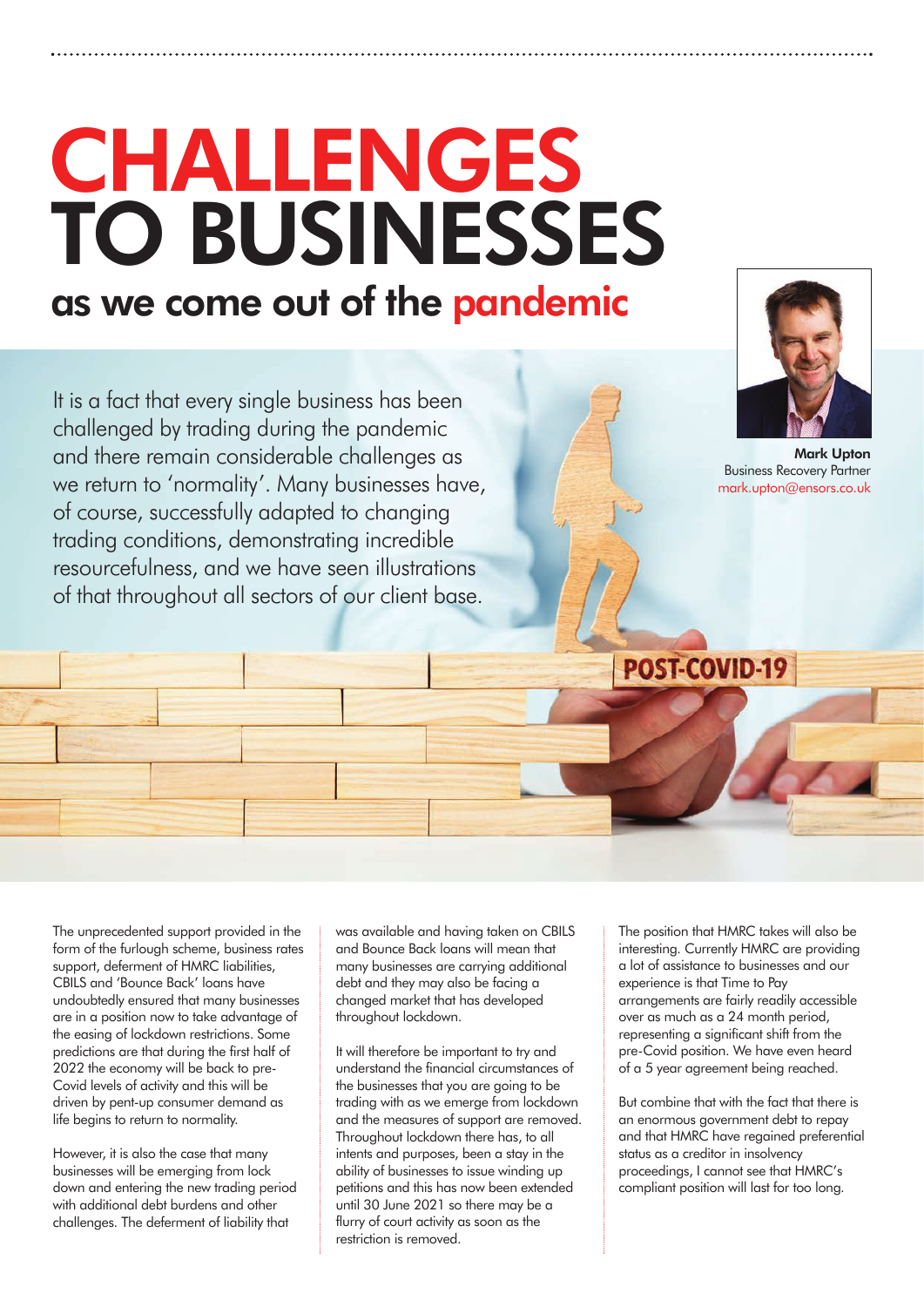# CHALLENGES TO BUSINESSES

## as we come out of the pandemic

It is a fact that every single business has been challenged by trading during the pandemic and there remain considerable challenges as we return to 'normality'. Many businesses have, of course, successfully adapted to changing trading conditions, demonstrating incredible resourcefulness, and we have seen illustrations of that throughout all sectors of our client base.

**Mark Upton**
Business Recovery Partner
mark.upton@ensors.co.uk

The unprecedented support provided in the form of the furlough scheme, business rates support, deferment of HMRC liabilities, CBILS and 'Bounce Back' loans have undoubtedly ensured that many businesses are in a position now to take advantage of the easing of lockdown restrictions. Some predictions are that during the first half of 2022 the economy will be back to pre-Covid levels of activity and this will be driven by pent-up consumer demand as life begins to return to normality.

However, it is also the case that many businesses will be emerging from lock down and entering the new trading period with additional debt burdens and other challenges. The deferment of liability that was available and having taken on CBILS and Bounce Back loans will mean that many businesses are carrying additional debt and they may also be facing a changed market that has developed throughout lockdown.

It will therefore be important to try and understand the financial circumstances of the businesses that you are going to be trading with as we emerge from lockdown and the measures of support are removed. Throughout lockdown there has, to all intents and purposes, been a stay in the ability of businesses to issue winding up petitions and this has now been extended until 30 June 2021 so there may be a flurry of court activity as soon as the restriction is removed.

The position that HMRC takes will also be interesting. Currently HMRC are providing a lot of assistance to businesses and our experience is that Time to Pay arrangements are fairly readily accessible over as much as a 24 month period, representing a significant shift from the pre-Covid position. We have even heard of a 5 year agreement being reached.

But combine that with the fact that there is an enormous government debt to repay and that HMRC have regained preferential status as a creditor in insolvency proceedings, I cannot see that HMRC's compliant position will last for too long.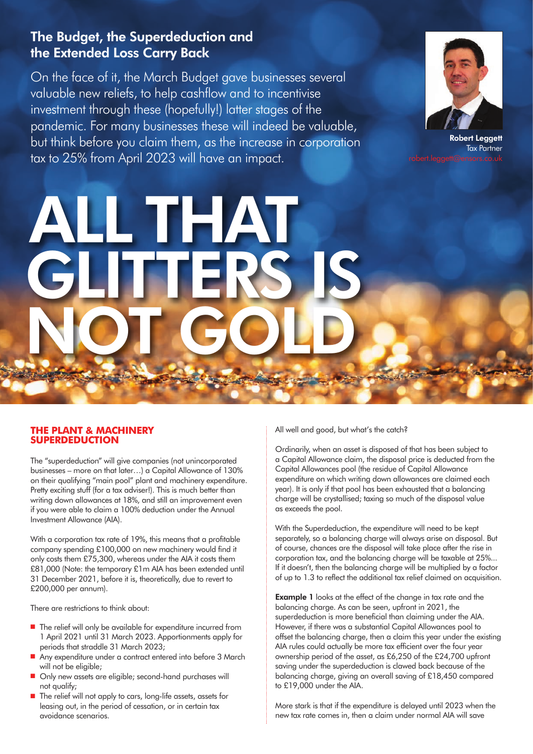## The Budget, the Superdeduction and the Extended Loss Carry Back

On the face of it, the March Budget gave businesses several valuable new reliefs, to help cashflow and to incentivise investment through these (hopefully!) latter stages of the pandemic. For many businesses these will indeed be valuable, but think before you claim them, as the increase in corporation tax to 25% from April 2023 will have an impact.

**Robert Leggett**
Tax Partner
robert.leggett@ensors.co.uk

# ALL THAT GLITTERS IS NOT GOLD

### THE PLANT & MACHINERY SUPERDEDUCTION

The "superdeduction" will give companies (not unincorporated businesses – more on that later…) a Capital Allowance of 130% on their qualifying "main pool" plant and machinery expenditure. Pretty exciting stuff (for a tax adviser!). This is much better than writing down allowances at 18%, and still an improvement even if you were able to claim a 100% deduction under the Annual Investment Allowance (AIA).

With a corporation tax rate of 19%, this means that a profitable company spending £100,000 on new machinery would find it only costs them £75,300, whereas under the AIA it costs them £81,000 (Note: the temporary £1m AIA has been extended until 31 December 2021, before it is, theoretically, due to revert to £200,000 per annum).

There are restrictions to think about:

- The relief will only be available for expenditure incurred from 1 April 2021 until 31 March 2023. Apportionments apply for periods that straddle 31 March 2023;
- Any expenditure under a contract entered into before 3 March will not be eligible;
- Only new assets are eligible; second-hand purchases will not qualify;
- The relief will not apply to cars, long-life assets, assets for leasing out, in the period of cessation, or in certain tax avoidance scenarios.

All well and good, but what's the catch?

Ordinarily, when an asset is disposed of that has been subject to a Capital Allowance claim, the disposal price is deducted from the Capital Allowances pool (the residue of Capital Allowance expenditure on which writing down allowances are claimed each year). It is only if that pool has been exhausted that a balancing charge will be crystallised; taxing so much of the disposal value as exceeds the pool.

With the Superdeduction, the expenditure will need to be kept separately, so a balancing charge will always arise on disposal. But of course, chances are the disposal will take place after the rise in corporation tax, and the balancing charge will be taxable at 25%... If it doesn't, then the balancing charge will be multiplied by a factor of up to 1.3 to reflect the additional tax relief claimed on acquisition.

**Example 1** looks at the effect of the change in tax rate and the balancing charge. As can be seen, upfront in 2021, the superdeduction is more beneficial than claiming under the AIA. However, if there was a substantial Capital Allowances pool to offset the balancing charge, then a claim this year under the existing AIA rules could actually be more tax efficient over the four year ownership period of the asset, as £6,250 of the £24,700 upfront saving under the superdeduction is clawed back because of the balancing charge, giving an overall saving of £18,450 compared to £19,000 under the AIA.

More stark is that if the expenditure is delayed until 2023 when the new tax rate comes in, then a claim under normal AIA will save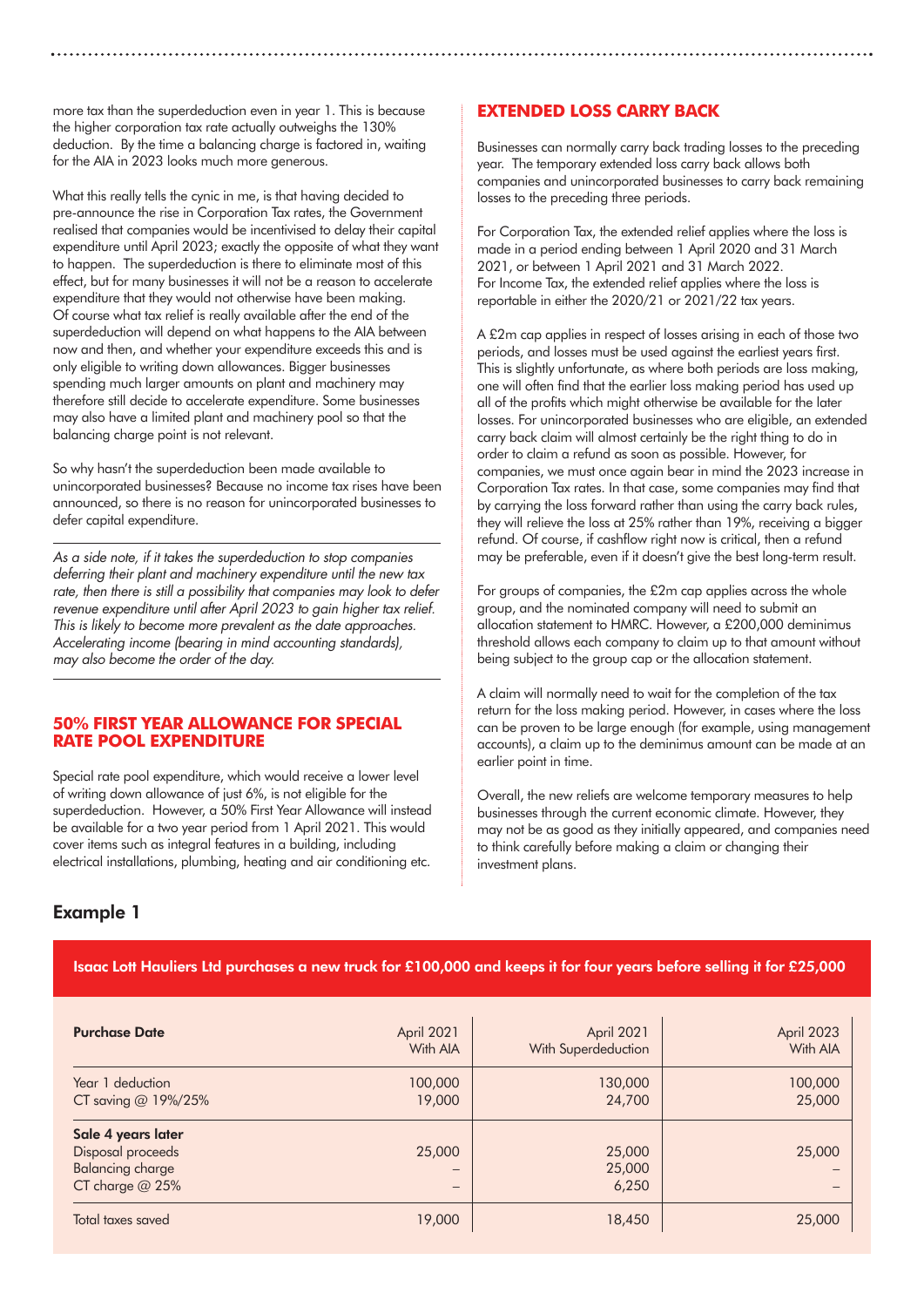more tax than the superdeduction even in year 1. This is because the higher corporation tax rate actually outweighs the 130% deduction. By the time a balancing charge is factored in, waiting for the AIA in 2023 looks much more generous.

What this really tells the cynic in me, is that having decided to pre-announce the rise in Corporation Tax rates, the Government realised that companies would be incentivised to delay their capital expenditure until April 2023; exactly the opposite of what they want to happen. The superdeduction is there to eliminate most of this effect, but for many businesses it will not be a reason to accelerate expenditure that they would not otherwise have been making. Of course what tax relief is really available after the end of the superdeduction will depend on what happens to the AIA between now and then, and whether your expenditure exceeds this and is only eligible to writing down allowances. Bigger businesses spending much larger amounts on plant and machinery may therefore still decide to accelerate expenditure. Some businesses may also have a limited plant and machinery pool so that the balancing charge point is not relevant.

So why hasn't the superdeduction been made available to unincorporated businesses? Because no income tax rises have been announced, so there is no reason for unincorporated businesses to defer capital expenditure.

*As a side note, if it takes the superdeduction to stop companies deferring their plant and machinery expenditure until the new tax rate, then there is still a possibility that companies may look to defer revenue expenditure until after April 2023 to gain higher tax relief. This is likely to become more prevalent as the date approaches. Accelerating income (bearing in mind accounting standards), may also become the order of the day.*

## 50% FIRST YEAR ALLOWANCE FOR SPECIAL RATE POOL EXPENDITURE

Special rate pool expenditure, which would receive a lower level of writing down allowance of just 6%, is not eligible for the superdeduction. However, a 50% First Year Allowance will instead be available for a two year period from 1 April 2021. This would cover items such as integral features in a building, including electrical installations, plumbing, heating and air conditioning etc.

## EXTENDED LOSS CARRY BACK

Businesses can normally carry back trading losses to the preceding year. The temporary extended loss carry back allows both companies and unincorporated businesses to carry back remaining losses to the preceding three periods.

For Corporation Tax, the extended relief applies where the loss is made in a period ending between 1 April 2020 and 31 March 2021, or between 1 April 2021 and 31 March 2022.
For Income Tax, the extended relief applies where the loss is reportable in either the 2020/21 or 2021/22 tax years.

A £2m cap applies in respect of losses arising in each of those two periods, and losses must be used against the earliest years first. This is slightly unfortunate, as where both periods are loss making, one will often find that the earlier loss making period has used up all of the profits which might otherwise be available for the later losses. For unincorporated businesses who are eligible, an extended carry back claim will almost certainly be the right thing to do in order to claim a refund as soon as possible. However, for companies, we must once again bear in mind the 2023 increase in Corporation Tax rates. In that case, some companies may find that by carrying the loss forward rather than using the carry back rules, they will relieve the loss at 25% rather than 19%, receiving a bigger refund. Of course, if cashflow right now is critical, then a refund may be preferable, even if it doesn't give the best long-term result.

For groups of companies, the £2m cap applies across the whole group, and the nominated company will need to submit an allocation statement to HMRC. However, a £200,000 deminimus threshold allows each company to claim up to that amount without being subject to the group cap or the allocation statement.

A claim will normally need to wait for the completion of the tax return for the loss making period. However, in cases where the loss can be proven to be large enough (for example, using management accounts), a claim up to the deminimus amount can be made at an earlier point in time.

Overall, the new reliefs are welcome temporary measures to help businesses through the current economic climate. However, they may not be as good as they initially appeared, and companies need to think carefully before making a claim or changing their investment plans.

## Example 1

**Isaac Lott Hauliers Ltd purchases a new truck for £100,000 and keeps it for four years before selling it for £25,000**

| **Purchase Date** | April 2021 With AIA | April 2021 With Superdeduction | April 2023 With AIA |
|---|---|---|---|
| Year 1 deduction | 100,000 | 130,000 | 100,000 |
| CT saving @ 19%/25% | 19,000 | 24,700 | 25,000 |
| **Sale 4 years later** | | | |
| Disposal proceeds | 25,000 | 25,000 | 25,000 |
| Balancing charge | – | 25,000 | – |
| CT charge @ 25% | – | 6,250 | – |
| Total taxes saved | 19,000 | 18,450 | 25,000 |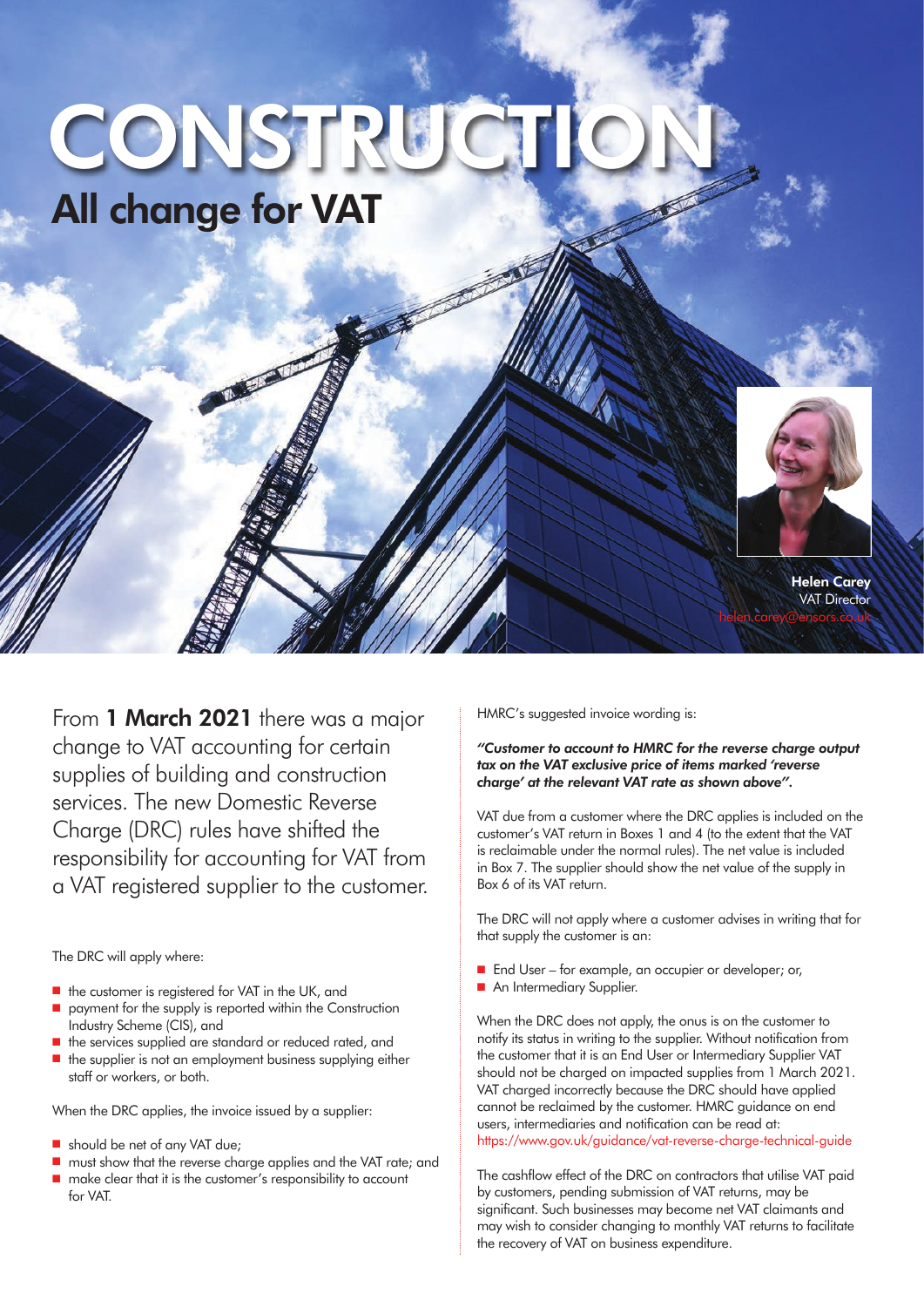# CONSTRUCTION

## All change for VAT

**Helen Carey**
VAT Director
helen.carey@ensors.co.uk

From **1 March 2021** there was a major change to VAT accounting for certain supplies of building and construction services. The new Domestic Reverse Charge (DRC) rules have shifted the responsibility for accounting for VAT from a VAT registered supplier to the customer.

The DRC will apply where:

- the customer is registered for VAT in the UK, and
- payment for the supply is reported within the Construction Industry Scheme (CIS), and
- the services supplied are standard or reduced rated, and
- the supplier is not an employment business supplying either staff or workers, or both.

When the DRC applies, the invoice issued by a supplier:

- should be net of any VAT due;
- must show that the reverse charge applies and the VAT rate; and
- make clear that it is the customer's responsibility to account for VAT.

HMRC's suggested invoice wording is:

***"Customer to account to HMRC for the reverse charge output tax on the VAT exclusive price of items marked 'reverse charge' at the relevant VAT rate as shown above".***

VAT due from a customer where the DRC applies is included on the customer's VAT return in Boxes 1 and 4 (to the extent that the VAT is reclaimable under the normal rules). The net value is included in Box 7. The supplier should show the net value of the supply in Box 6 of its VAT return.

The DRC will not apply where a customer advises in writing that for that supply the customer is an:

- End User – for example, an occupier or developer; or,
- An Intermediary Supplier.

When the DRC does not apply, the onus is on the customer to notify its status in writing to the supplier. Without notification from the customer that it is an End User or Intermediary Supplier VAT should not be charged on impacted supplies from 1 March 2021. VAT charged incorrectly because the DRC should have applied cannot be reclaimed by the customer. HMRC guidance on end users, intermediaries and notification can be read at: https://www.gov.uk/guidance/vat-reverse-charge-technical-guide

The cashflow effect of the DRC on contractors that utilise VAT paid by customers, pending submission of VAT returns, may be significant. Such businesses may become net VAT claimants and may wish to consider changing to monthly VAT returns to facilitate the recovery of VAT on business expenditure.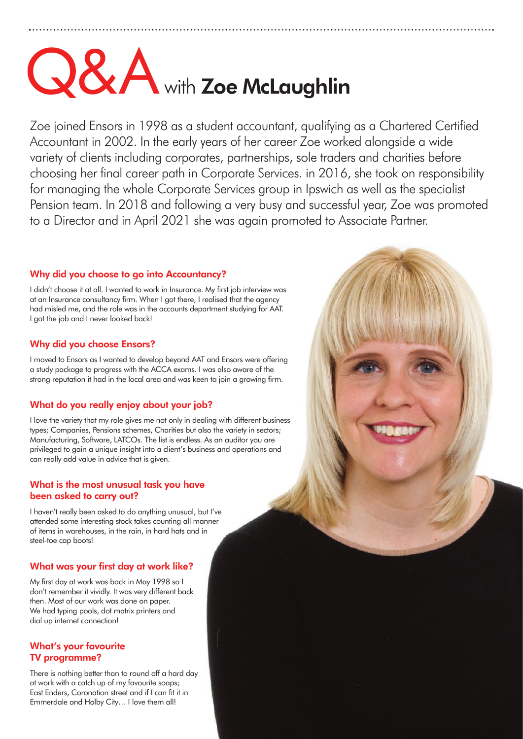# Q&A with **Zoe McLaughlin**

Zoe joined Ensors in 1998 as a student accountant, qualifying as a Chartered Certified Accountant in 2002. In the early years of her career Zoe worked alongside a wide variety of clients including corporates, partnerships, sole traders and charities before choosing her final career path in Corporate Services. in 2016, she took on responsibility for managing the whole Corporate Services group in Ipswich as well as the specialist Pension team. In 2018 and following a very busy and successful year, Zoe was promoted to a Director and in April 2021 she was again promoted to Associate Partner.

### Why did you choose to go into Accountancy?

I didn't choose it at all. I wanted to work in Insurance. My first job interview was at an Insurance consultancy firm. When I got there, I realised that the agency had misled me, and the role was in the accounts department studying for AAT. I got the job and I never looked back!

### Why did you choose Ensors?

I moved to Ensors as I wanted to develop beyond AAT and Ensors were offering a study package to progress with the ACCA exams. I was also aware of the strong reputation it had in the local area and was keen to join a growing firm.

### What do you really enjoy about your job?

I love the variety that my role gives me not only in dealing with different business types; Companies, Pensions schemes, Charities but also the variety in sectors; Manufacturing, Software, LATCOs. The list is endless. As an auditor you are privileged to gain a unique insight into a client's business and operations and can really add value in advice that is given.

### What is the most unusual task you have been asked to carry out?

I haven't really been asked to do anything unusual, but I've attended some interesting stock takes counting all manner of items in warehouses, in the rain, in hard hats and in steel-toe cap boots!

### What was your first day at work like?

My first day at work was back in May 1998 so I don't remember it vividly. It was very different back then. Most of our work was done on paper. We had typing pools, dot matrix printers and dial up internet connection!

### What's your favourite TV programme?

There is nothing better than to round off a hard day at work with a catch up of my favourite soaps; East Enders, Coronation street and if I can fit it in Emmerdale and Holby City… I love them all!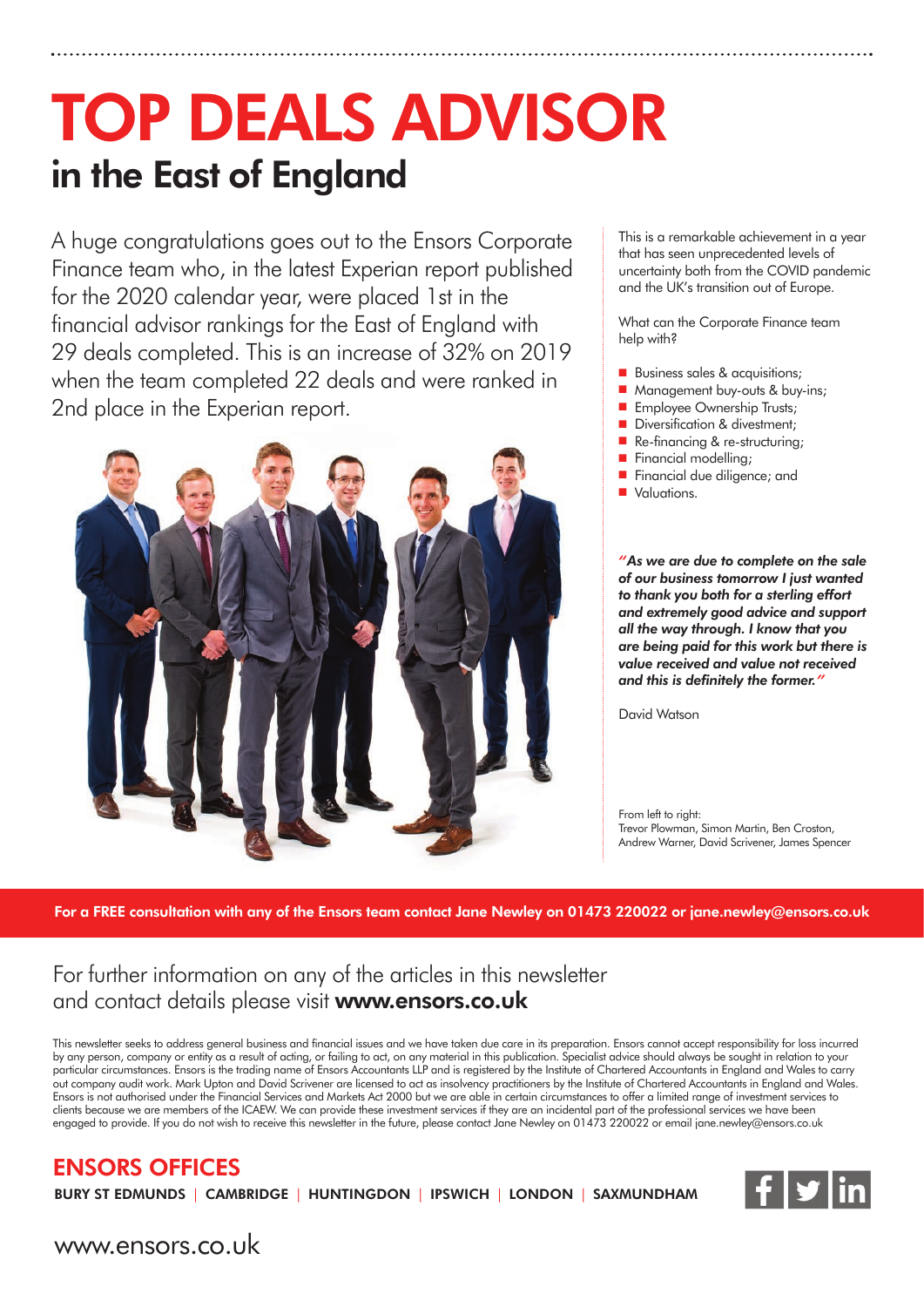# TOP DEALS ADVISOR

## in the East of England

A huge congratulations goes out to the Ensors Corporate Finance team who, in the latest Experian report published for the 2020 calendar year, were placed 1st in the financial advisor rankings for the East of England with 29 deals completed. This is an increase of 32% on 2019 when the team completed 22 deals and were ranked in 2nd place in the Experian report.

This is a remarkable achievement in a year that has seen unprecedented levels of uncertainty both from the COVID pandemic and the UK's transition out of Europe.

What can the Corporate Finance team help with?

- Business sales & acquisitions;
- Management buy-outs & buy-ins;
- Employee Ownership Trusts;
- Diversification & divestment;
- Re-financing & re-structuring;
- Financial modelling;
- Financial due diligence; and
- Valuations.

***"As we are due to complete on the sale of our business tomorrow I just wanted to thank you both for a sterling effort and extremely good advice and support all the way through. I know that you are being paid for this work but there is value received and value not received and this is definitely the former."***

David Watson

From left to right:
Trevor Plowman, Simon Martin, Ben Croston, Andrew Warner, David Scrivener, James Spencer

**For a FREE consultation with any of the Ensors team contact Jane Newley on 01473 220022 or jane.newley@ensors.co.uk**

For further information on any of the articles in this newsletter and contact details please visit **www.ensors.co.uk**

This newsletter seeks to address general business and financial issues and we have taken due care in its preparation. Ensors cannot accept responsibility for loss incurred by any person, company or entity as a result of acting, or failing to act, on any material in this publication. Specialist advice should always be sought in relation to your particular circumstances. Ensors is the trading name of Ensors Accountants LLP and is registered by the Institute of Chartered Accountants in England and Wales to carry out company audit work. Mark Upton and David Scrivener are licensed to act as insolvency practitioners by the Institute of Chartered Accountants in England and Wales. Ensors is not authorised under the Financial Services and Markets Act 2000 but we are able in certain circumstances to offer a limited range of investment services to clients because we are members of the ICAEW. We can provide these investment services if they are an incidental part of the professional services we have been engaged to provide. If you do not wish to receive this newsletter in the future, please contact Jane Newley on 01473 220022 or email jane.newley@ensors.co.uk

## ENSORS OFFICES

**BURY ST EDMUNDS | CAMBRIDGE | HUNTINGDON | IPSWICH | LONDON | SAXMUNDHAM**

www.ensors.co.uk